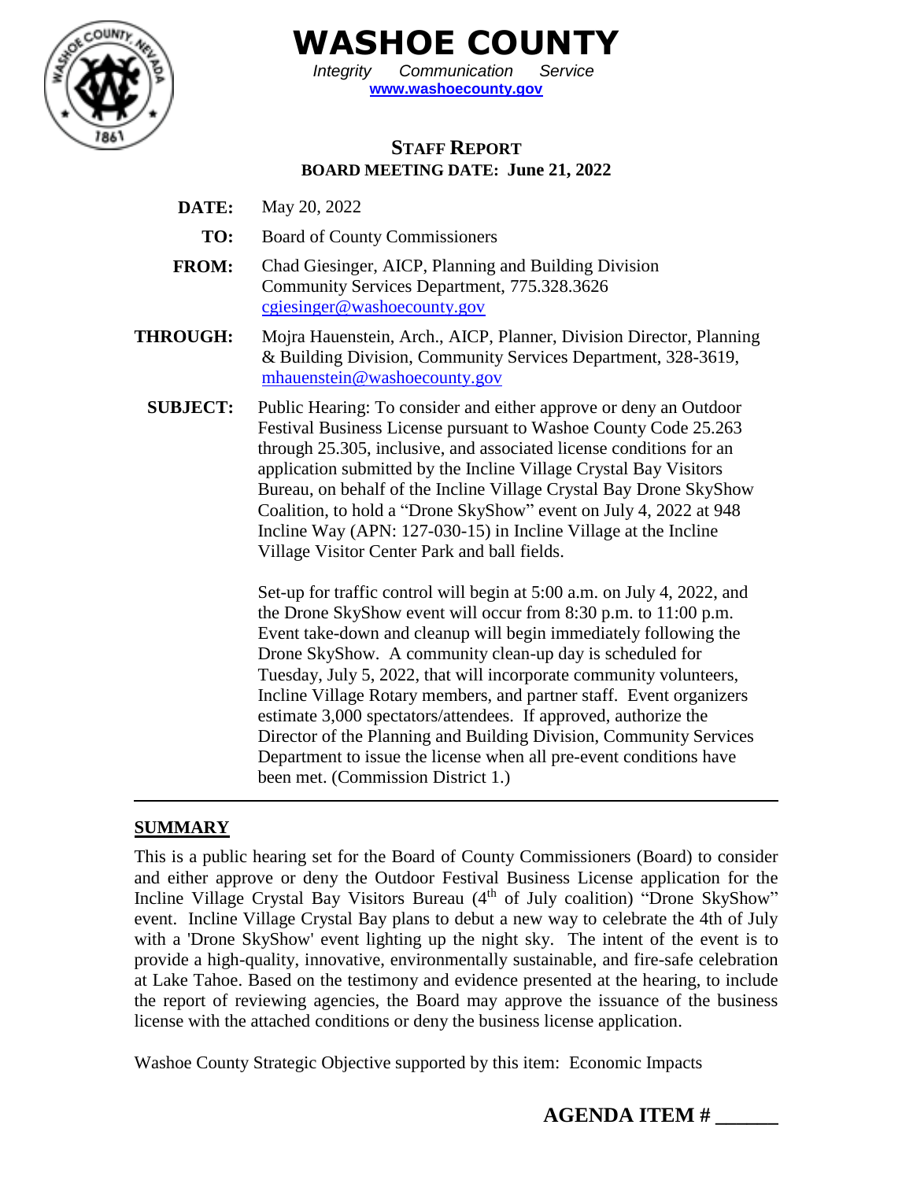# WASHOE COUNTY

*Integrity Communication Service*

**www.washoecounty.gov**

**STAFF REPORT**

**BOARD MEETING DATE: June 21, 2022**

**DATE:** May 20, 2022

**TO:** Board of County Commissioners

**FROM:** Chad Giesinger, AICP, Planning and Building Division Community Services Department, 775.328.3626 cgiesinger@washoecounty.gov

**THROUGH:** Mojra Hauenstein, Arch., AICP, Planner, Division Director, Planning & Building Division, Community Services Department, 328-3619, mhauenstein@washoecounty.gov

**SUBJECT:** Public Hearing: To consider and either approve or deny an Outdoor Festival Business License pursuant to Washoe County Code 25.263 through 25.305, inclusive, and associated license conditions for an application submitted by the Incline Village Crystal Bay Visitors Bureau, on behalf of the Incline Village Crystal Bay Drone SkyShow Coalition, to hold a "Drone SkyShow" event on July 4, 2022 at 948 Incline Way (APN: 127-030-15) in Incline Village at the Incline Village Visitor Center Park and ball fields.

Set-up for traffic control will begin at 5:00 a.m. on July 4, 2022, and the Drone SkyShow event will occur from 8:30 p.m. to 11:00 p.m. Event take-down and cleanup will begin immediately following the Drone SkyShow. A community clean-up day is scheduled for Tuesday, July 5, 2022, that will incorporate community volunteers, Incline Village Rotary members, and partner staff. Event organizers estimate 3,000 spectators/attendees. If approved, authorize the Director of the Planning and Building Division, Community Services Department to issue the license when all pre-event conditions have been met. (Commission District 1.)

## SUMMARY

This is a public hearing set for the Board of County Commissioners (Board) to consider and either approve or deny the Outdoor Festival Business License application for the Incline Village Crystal Bay Visitors Bureau (4th of July coalition) "Drone SkyShow" event. Incline Village Crystal Bay plans to debut a new way to celebrate the 4th of July with a 'Drone SkyShow' event lighting up the night sky. The intent of the event is to provide a high-quality, innovative, environmentally sustainable, and fire-safe celebration at Lake Tahoe. Based on the testimony and evidence presented at the hearing, to include the report of reviewing agencies, the Board may approve the issuance of the business license with the attached conditions or deny the business license application.

Washoe County Strategic Objective supported by this item: Economic Impacts

**AGENDA ITEM # ______**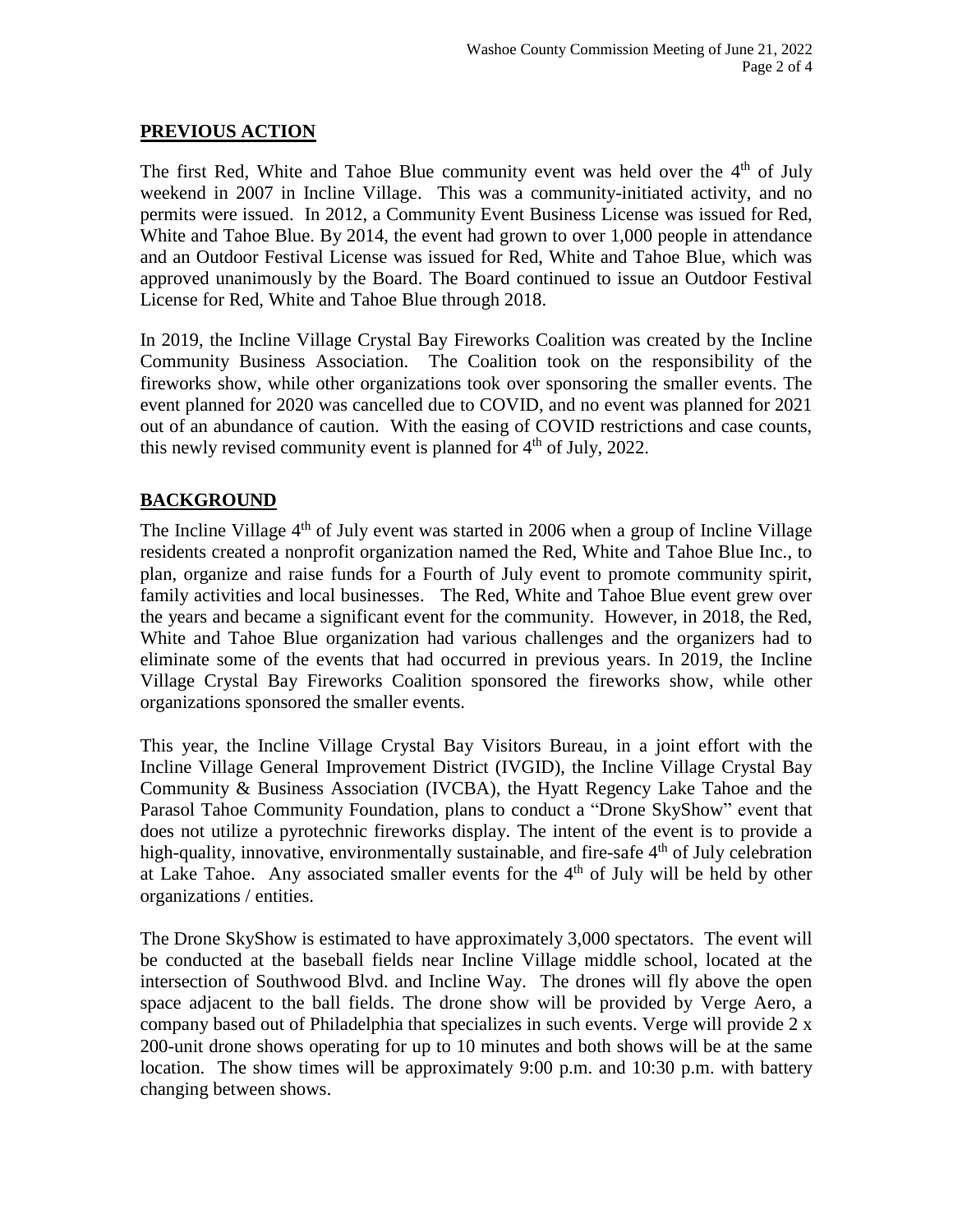## PREVIOUS ACTION

The first Red, White and Tahoe Blue community event was held over the 4th of July weekend in 2007 in Incline Village. This was a community-initiated activity, and no permits were issued. In 2012, a Community Event Business License was issued for Red, White and Tahoe Blue. By 2014, the event had grown to over 1,000 people in attendance and an Outdoor Festival License was issued for Red, White and Tahoe Blue, which was approved unanimously by the Board. The Board continued to issue an Outdoor Festival License for Red, White and Tahoe Blue through 2018.

In 2019, the Incline Village Crystal Bay Fireworks Coalition was created by the Incline Community Business Association. The Coalition took on the responsibility of the fireworks show, while other organizations took over sponsoring the smaller events. The event planned for 2020 was cancelled due to COVID, and no event was planned for 2021 out of an abundance of caution. With the easing of COVID restrictions and case counts, this newly revised community event is planned for 4th of July, 2022.

## BACKGROUND

The Incline Village 4th of July event was started in 2006 when a group of Incline Village residents created a nonprofit organization named the Red, White and Tahoe Blue Inc., to plan, organize and raise funds for a Fourth of July event to promote community spirit, family activities and local businesses. The Red, White and Tahoe Blue event grew over the years and became a significant event for the community. However, in 2018, the Red, White and Tahoe Blue organization had various challenges and the organizers had to eliminate some of the events that had occurred in previous years. In 2019, the Incline Village Crystal Bay Fireworks Coalition sponsored the fireworks show, while other organizations sponsored the smaller events.

This year, the Incline Village Crystal Bay Visitors Bureau, in a joint effort with the Incline Village General Improvement District (IVGID), the Incline Village Crystal Bay Community & Business Association (IVCBA), the Hyatt Regency Lake Tahoe and the Parasol Tahoe Community Foundation, plans to conduct a "Drone SkyShow" event that does not utilize a pyrotechnic fireworks display. The intent of the event is to provide a high-quality, innovative, environmentally sustainable, and fire-safe 4th of July celebration at Lake Tahoe. Any associated smaller events for the 4th of July will be held by other organizations / entities.

The Drone SkyShow is estimated to have approximately 3,000 spectators. The event will be conducted at the baseball fields near Incline Village middle school, located at the intersection of Southwood Blvd. and Incline Way. The drones will fly above the open space adjacent to the ball fields. The drone show will be provided by Verge Aero, a company based out of Philadelphia that specializes in such events. Verge will provide 2 x 200-unit drone shows operating for up to 10 minutes and both shows will be at the same location. The show times will be approximately 9:00 p.m. and 10:30 p.m. with battery changing between shows.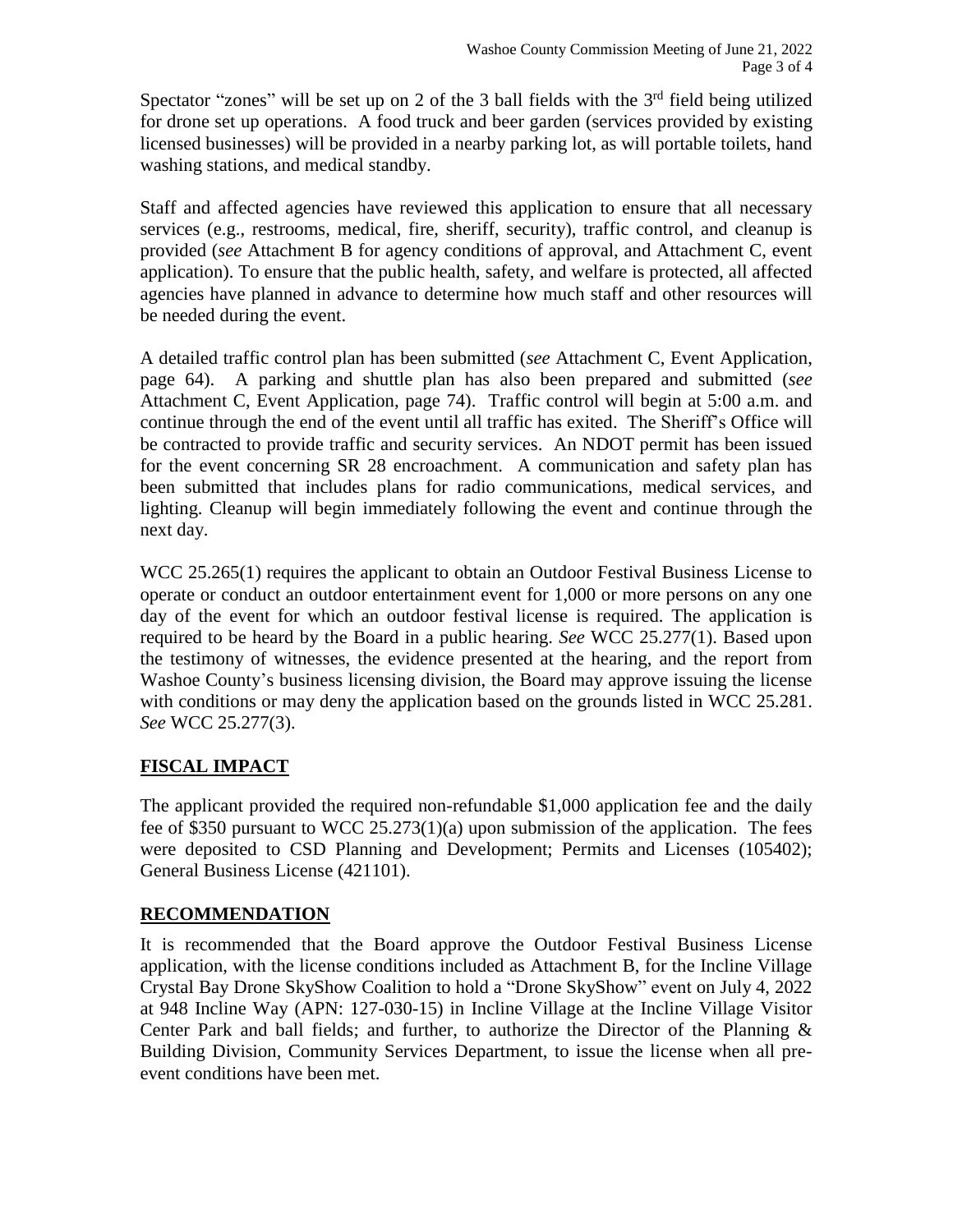Spectator "zones" will be set up on 2 of the 3 ball fields with the 3rd field being utilized for drone set up operations. A food truck and beer garden (services provided by existing licensed businesses) will be provided in a nearby parking lot, as will portable toilets, hand washing stations, and medical standby.

Staff and affected agencies have reviewed this application to ensure that all necessary services (e.g., restrooms, medical, fire, sheriff, security), traffic control, and cleanup is provided (*see* Attachment B for agency conditions of approval, and Attachment C, event application). To ensure that the public health, safety, and welfare is protected, all affected agencies have planned in advance to determine how much staff and other resources will be needed during the event.

A detailed traffic control plan has been submitted (*see* Attachment C, Event Application, page 64). A parking and shuttle plan has also been prepared and submitted (*see* Attachment C, Event Application, page 74). Traffic control will begin at 5:00 a.m. and continue through the end of the event until all traffic has exited. The Sheriff's Office will be contracted to provide traffic and security services. An NDOT permit has been issued for the event concerning SR 28 encroachment. A communication and safety plan has been submitted that includes plans for radio communications, medical services, and lighting. Cleanup will begin immediately following the event and continue through the next day.

WCC 25.265(1) requires the applicant to obtain an Outdoor Festival Business License to operate or conduct an outdoor entertainment event for 1,000 or more persons on any one day of the event for which an outdoor festival license is required. The application is required to be heard by the Board in a public hearing. *See* WCC 25.277(1). Based upon the testimony of witnesses, the evidence presented at the hearing, and the report from Washoe County's business licensing division, the Board may approve issuing the license with conditions or may deny the application based on the grounds listed in WCC 25.281. *See* WCC 25.277(3).

## FISCAL IMPACT

The applicant provided the required non-refundable $1,000 application fee and the daily fee of $350 pursuant to WCC 25.273(1)(a) upon submission of the application. The fees were deposited to CSD Planning and Development; Permits and Licenses (105402); General Business License (421101).

## RECOMMENDATION

It is recommended that the Board approve the Outdoor Festival Business License application, with the license conditions included as Attachment B, for the Incline Village Crystal Bay Drone SkyShow Coalition to hold a "Drone SkyShow" event on July 4, 2022 at 948 Incline Way (APN: 127-030-15) in Incline Village at the Incline Village Visitor Center Park and ball fields; and further, to authorize the Director of the Planning & Building Division, Community Services Department, to issue the license when all pre-event conditions have been met.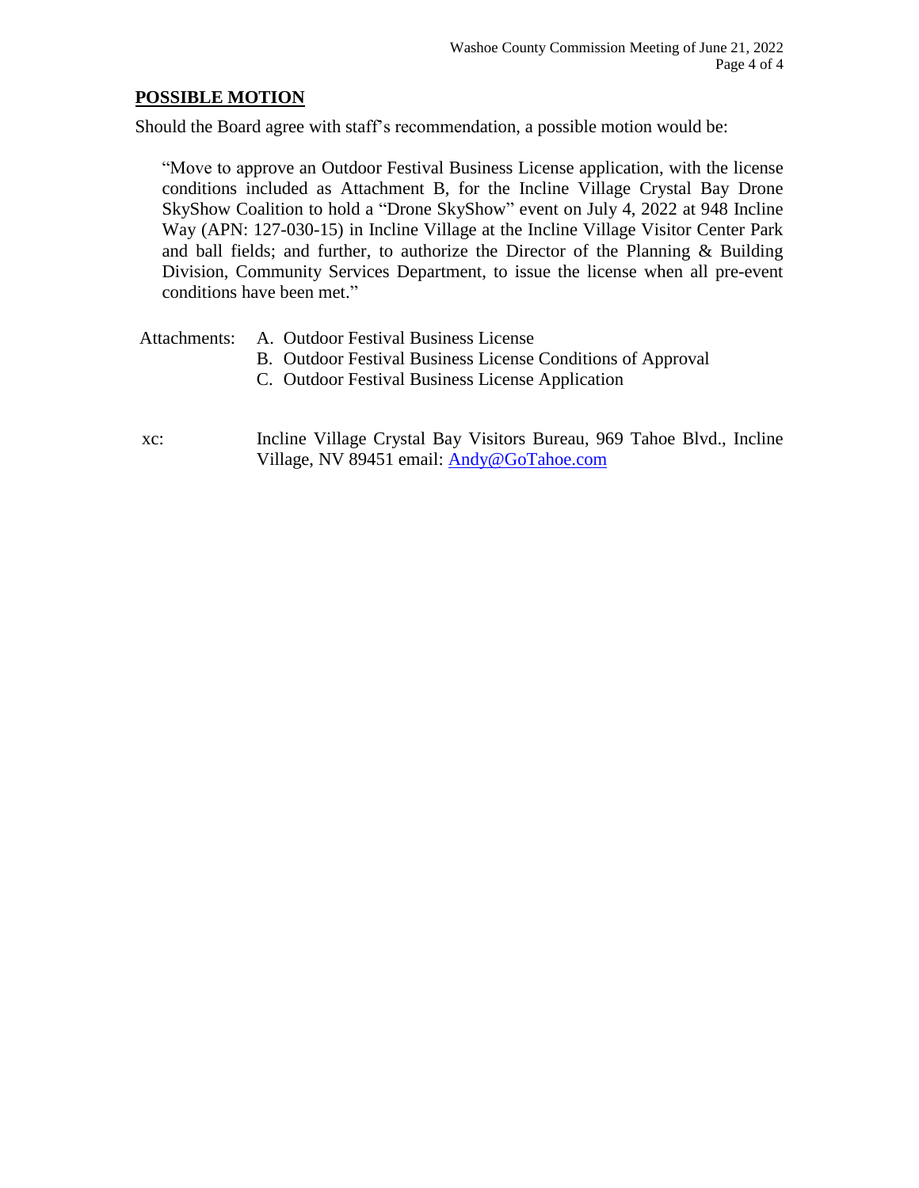## POSSIBLE MOTION

Should the Board agree with staff's recommendation, a possible motion would be:

> "Move to approve an Outdoor Festival Business License application, with the license conditions included as Attachment B, for the Incline Village Crystal Bay Drone SkyShow Coalition to hold a "Drone SkyShow" event on July 4, 2022 at 948 Incline Way (APN: 127-030-15) in Incline Village at the Incline Village Visitor Center Park and ball fields; and further, to authorize the Director of the Planning & Building Division, Community Services Department, to issue the license when all pre-event conditions have been met."

Attachments:
- A. Outdoor Festival Business License
- B. Outdoor Festival Business License Conditions of Approval
- C. Outdoor Festival Business License Application

xc: Incline Village Crystal Bay Visitors Bureau, 969 Tahoe Blvd., Incline Village, NV 89451 email: Andy@GoTahoe.com